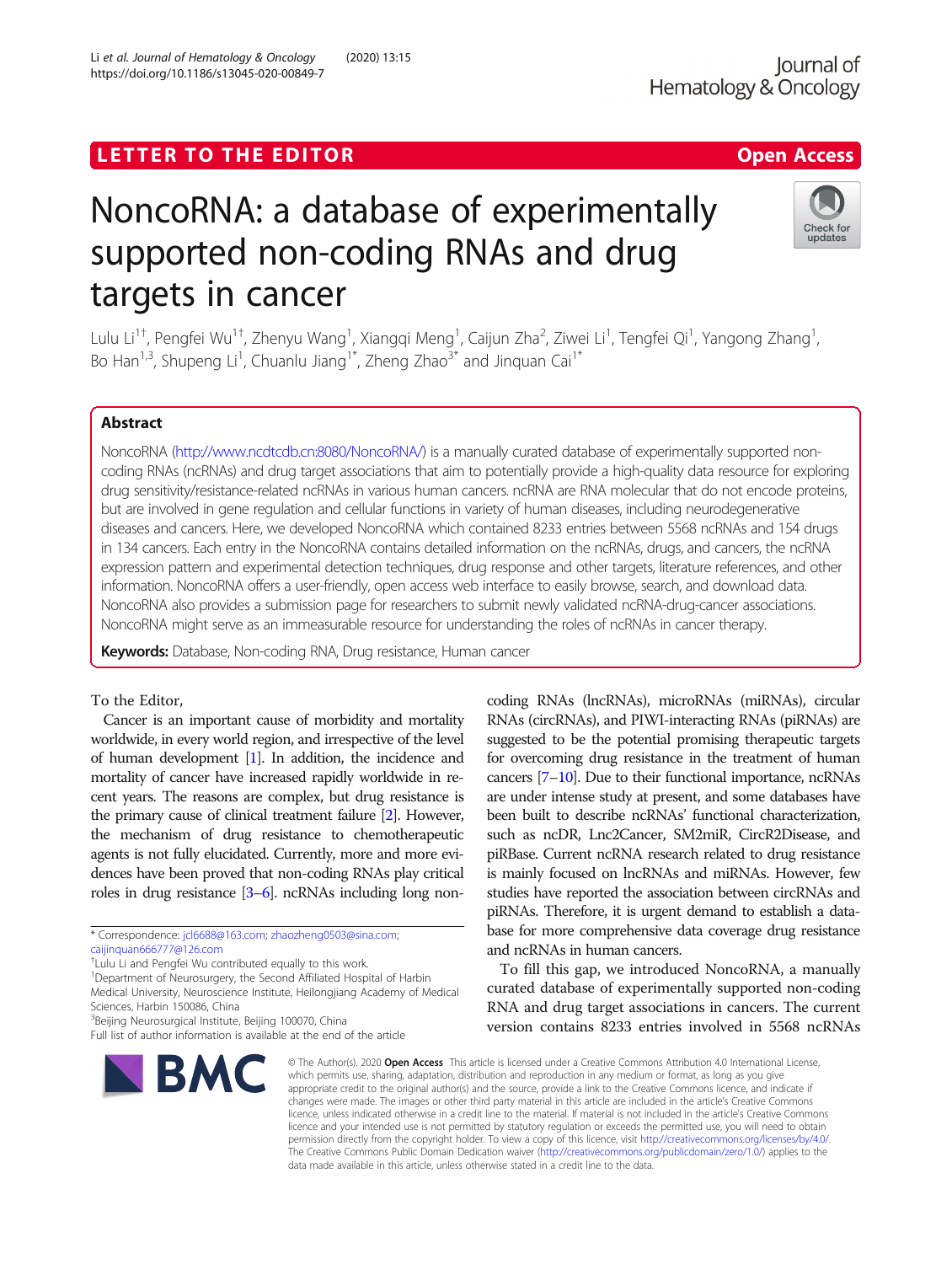LETTER TO THE EDITOR

Open Access

# NoncoRNA: a database of experimentally supported non-coding RNAs and drug targets in cancer

Lulu Li[1†], Pengfei Wu[1†], Zhenyu Wang[1], Xiangqi Meng[1], Caijun Zha[2], Ziwei Li[1], Tengfei Qi[1], Yangong Zhang[1], Bo Han[1,3], Shupeng Li[1], Chuanlu Jiang[1*], Zheng Zhao[3*] and Jinquan Cai[1*]

## Abstract

NoncoRNA (http://www.ncdtcdb.cn:8080/NoncoRNA/) is a manually curated database of experimentally supported non-coding RNAs (ncRNAs) and drug target associations that aim to potentially provide a high-quality data resource for exploring drug sensitivity/resistance-related ncRNAs in various human cancers. ncRNA are RNA molecular that do not encode proteins, but are involved in gene regulation and cellular functions in variety of human diseases, including neurodegenerative diseases and cancers. Here, we developed NoncoRNA which contained 8233 entries between 5568 ncRNAs and 154 drugs in 134 cancers. Each entry in the NoncoRNA contains detailed information on the ncRNAs, drugs, and cancers, the ncRNA expression pattern and experimental detection techniques, drug response and other targets, literature references, and other information. NoncoRNA offers a user-friendly, open access web interface to easily browse, search, and download data. NoncoRNA also provides a submission page for researchers to submit newly validated ncRNA-drug-cancer associations. NoncoRNA might serve as an immeasurable resource for understanding the roles of ncRNAs in cancer therapy.

**Keywords:** Database, Non-coding RNA, Drug resistance, Human cancer

To the Editor,

Cancer is an important cause of morbidity and mortality worldwide, in every world region, and irrespective of the level of human development [1]. In addition, the incidence and mortality of cancer have increased rapidly worldwide in recent years. The reasons are complex, but drug resistance is the primary cause of clinical treatment failure [2]. However, the mechanism of drug resistance to chemotherapeutic agents is not fully elucidated. Currently, more and more evidences have been proved that non-coding RNAs play critical roles in drug resistance [3–6]. ncRNAs including long non-coding RNAs (lncRNAs), microRNAs (miRNAs), circular RNAs (circRNAs), and PIWI-interacting RNAs (piRNAs) are suggested to be the potential promising therapeutic targets for overcoming drug resistance in the treatment of human cancers [7–10]. Due to their functional importance, ncRNAs are under intense study at present, and some databases have been built to describe ncRNAs' functional characterization, such as ncDR, Lnc2Cancer, SM2miR, CircR2Disease, and piRBase. Current ncRNA research related to drug resistance is mainly focused on lncRNAs and miRNAs. However, few studies have reported the association between circRNAs and piRNAs. Therefore, it is urgent demand to establish a database for more comprehensive data coverage drug resistance and ncRNAs in human cancers.

To fill this gap, we introduced NoncoRNA, a manually curated database of experimentally supported non-coding RNA and drug target associations in cancers. The current version contains 8233 entries involved in 5568 ncRNAs

\* Correspondence: jcl6688@163.com; zhaozheng0503@sina.com; caijinquan666777@126.com

†Lulu Li and Pengfei Wu contributed equally to this work.

[1]Department of Neurosurgery, the Second Affiliated Hospital of Harbin Medical University, Neuroscience Institute, Heilongjiang Academy of Medical Sciences, Harbin 150086, China

[3]Beijing Neurosurgical Institute, Beijing 100070, China

Full list of author information is available at the end of the article

© The Author(s). 2020 **Open Access** This article is licensed under a Creative Commons Attribution 4.0 International License, which permits use, sharing, adaptation, distribution and reproduction in any medium or format, as long as you give appropriate credit to the original author(s) and the source, provide a link to the Creative Commons licence, and indicate if changes were made. The images or other third party material in this article are included in the article's Creative Commons licence, unless indicated otherwise in a credit line to the material. If material is not included in the article's Creative Commons licence and your intended use is not permitted by statutory regulation or exceeds the permitted use, you will need to obtain permission directly from the copyright holder. To view a copy of this licence, visit http://creativecommons.org/licenses/by/4.0/. The Creative Commons Public Domain Dedication waiver (http://creativecommons.org/publicdomain/zero/1.0/) applies to the data made available in this article, unless otherwise stated in a credit line to the data.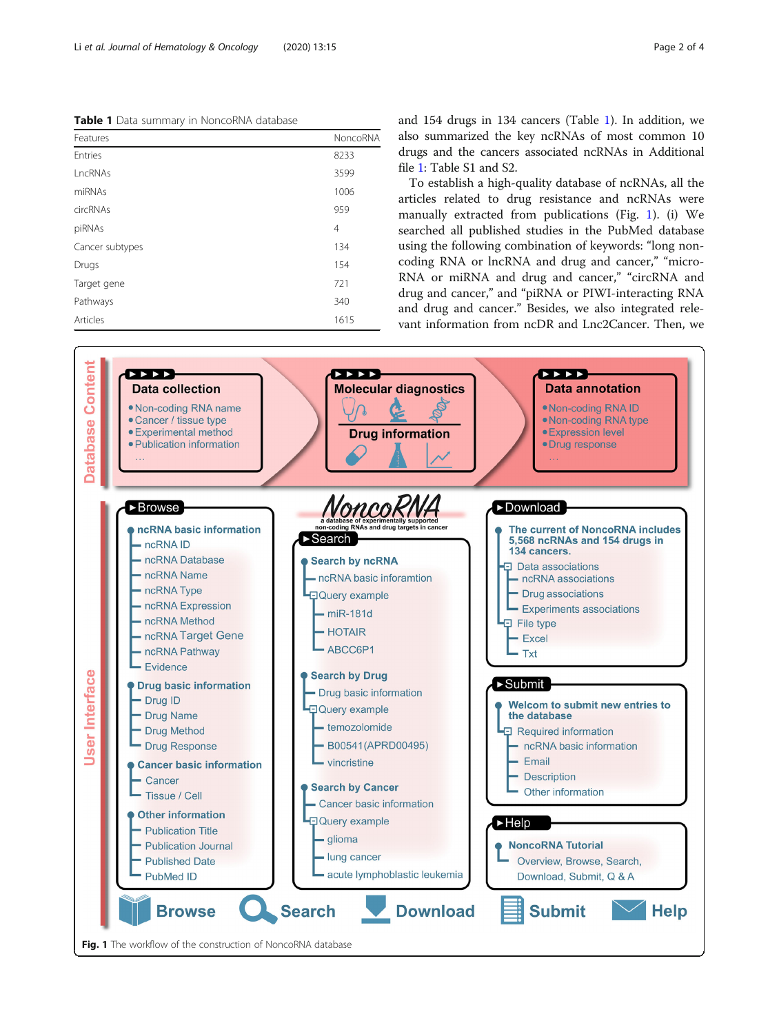**Table 1** Data summary in NoncoRNA database

| Features | NoncoRNA |
|---|---|
| Entries | 8233 |
| LncRNAs | 3599 |
| miRNAs | 1006 |
| circRNAs | 959 |
| piRNAs | 4 |
| Cancer subtypes | 134 |
| Drugs | 154 |
| Target gene | 721 |
| Pathways | 340 |
| Articles | 1615 |

and 154 drugs in 134 cancers (Table 1). In addition, we also summarized the key ncRNAs of most common 10 drugs and the cancers associated ncRNAs in Additional file 1: Table S1 and S2.

To establish a high-quality database of ncRNAs, all the articles related to drug resistance and ncRNAs were manually extracted from publications (Fig. 1). (i) We searched all published studies in the PubMed database using the following combination of keywords: "long non-coding RNA or lncRNA and drug and cancer," "micro-RNA or miRNA and drug and cancer," "circRNA and drug and cancer," and "piRNA or PIWI-interacting RNA and drug and cancer." Besides, we also integrated relevant information from ncDR and Lnc2Cancer. Then, we

Fig. 1 The workflow of the construction of NoncoRNA database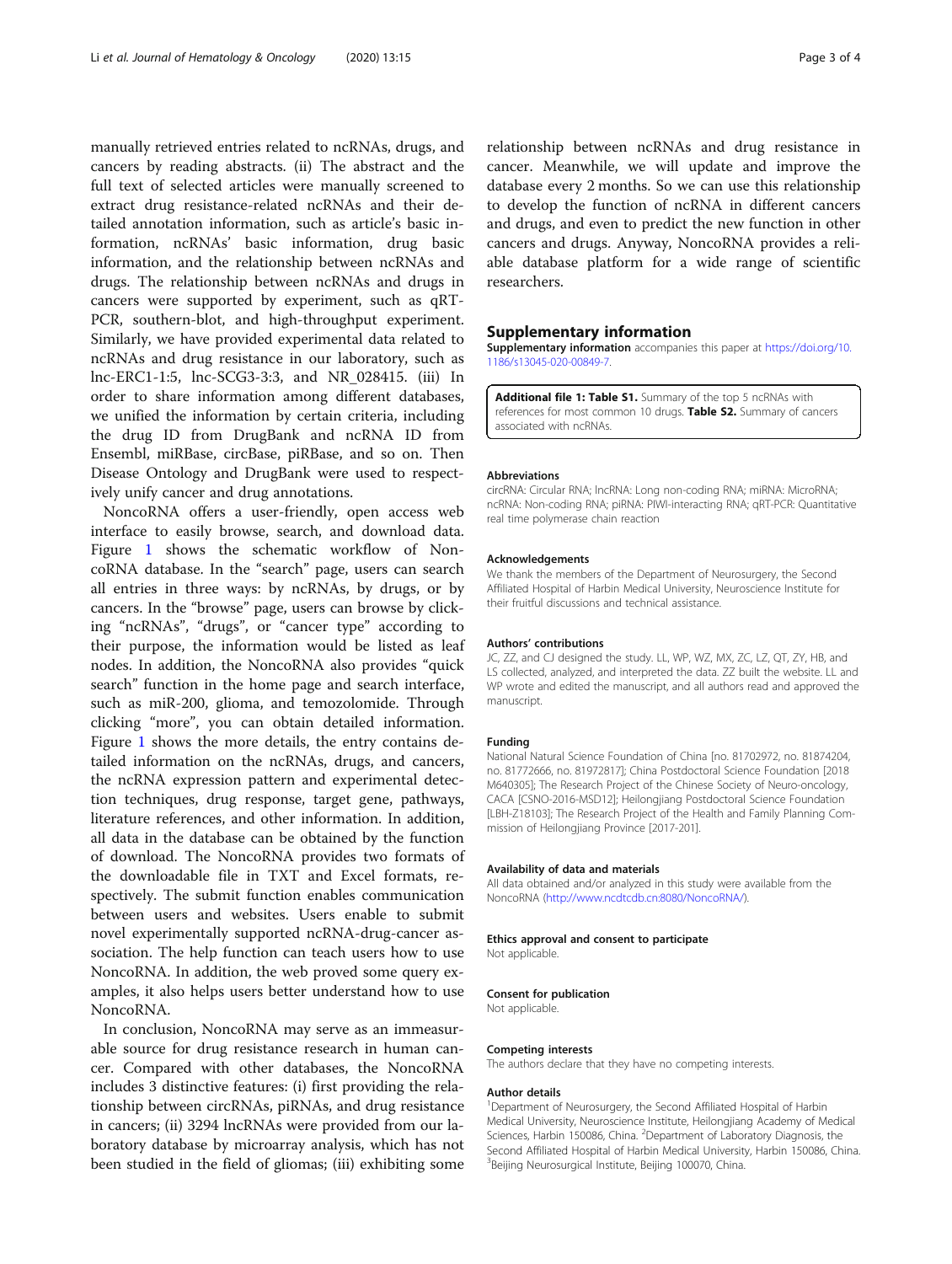manually retrieved entries related to ncRNAs, drugs, and cancers by reading abstracts. (ii) The abstract and the full text of selected articles were manually screened to extract drug resistance-related ncRNAs and their detailed annotation information, such as article's basic information, ncRNAs' basic information, drug basic information, and the relationship between ncRNAs and drugs. The relationship between ncRNAs and drugs in cancers were supported by experiment, such as qRT-PCR, southern-blot, and high-throughput experiment. Similarly, we have provided experimental data related to ncRNAs and drug resistance in our laboratory, such as lnc-ERC1-1:5, lnc-SCG3-3:3, and NR_028415. (iii) In order to share information among different databases, we unified the information by certain criteria, including the drug ID from DrugBank and ncRNA ID from Ensembl, miRBase, circBase, piRBase, and so on. Then Disease Ontology and DrugBank were used to respectively unify cancer and drug annotations.

NoncoRNA offers a user-friendly, open access web interface to easily browse, search, and download data. Figure 1 shows the schematic workflow of NoncoRNA database. In the "search" page, users can search all entries in three ways: by ncRNAs, by drugs, or by cancers. In the "browse" page, users can browse by clicking "ncRNAs", "drugs", or "cancer type" according to their purpose, the information would be listed as leaf nodes. In addition, the NoncoRNA also provides "quick search" function in the home page and search interface, such as miR-200, glioma, and temozolomide. Through clicking "more", you can obtain detailed information. Figure 1 shows the more details, the entry contains detailed information on the ncRNAs, drugs, and cancers, the ncRNA expression pattern and experimental detection techniques, drug response, target gene, pathways, literature references, and other information. In addition, all data in the database can be obtained by the function of download. The NoncoRNA provides two formats of the downloadable file in TXT and Excel formats, respectively. The submit function enables communication between users and websites. Users enable to submit novel experimentally supported ncRNA-drug-cancer association. The help function can teach users how to use NoncoRNA. In addition, the web proved some query examples, it also helps users better understand how to use NoncoRNA.

In conclusion, NoncoRNA may serve as an immeasurable source for drug resistance research in human cancer. Compared with other databases, the NoncoRNA includes 3 distinctive features: (i) first providing the relationship between circRNAs, piRNAs, and drug resistance in cancers; (ii) 3294 lncRNAs were provided from our laboratory database by microarray analysis, which has not been studied in the field of gliomas; (iii) exhibiting some relationship between ncRNAs and drug resistance in cancer. Meanwhile, we will update and improve the database every 2 months. So we can use this relationship to develop the function of ncRNA in different cancers and drugs, and even to predict the new function in other cancers and drugs. Anyway, NoncoRNA provides a reliable database platform for a wide range of scientific researchers.

## Supplementary information

**Supplementary information** accompanies this paper at https://doi.org/10.1186/s13045-020-00849-7.

**Additional file 1: Table S1.** Summary of the top 5 ncRNAs with references for most common 10 drugs. **Table S2.** Summary of cancers associated with ncRNAs.

#### Abbreviations

circRNA: Circular RNA; lncRNA: Long non-coding RNA; miRNA: MicroRNA; ncRNA: Non-coding RNA; piRNA: PIWI-interacting RNA; qRT-PCR: Quantitative real time polymerase chain reaction

#### Acknowledgements

We thank the members of the Department of Neurosurgery, the Second Affiliated Hospital of Harbin Medical University, Neuroscience Institute for their fruitful discussions and technical assistance.

#### Authors' contributions

JC, ZZ, and CJ designed the study. LL, WP, WZ, MX, ZC, LZ, QT, ZY, HB, and LS collected, analyzed, and interpreted the data. ZZ built the website. LL and WP wrote and edited the manuscript, and all authors read and approved the manuscript.

#### Funding

National Natural Science Foundation of China [no. 81702972, no. 81874204, no. 81772666, no. 81972817]; China Postdoctoral Science Foundation [2018 M640305]; The Research Project of the Chinese Society of Neuro-oncology, CACA [CSNO-2016-MSD12]; Heilongjiang Postdoctoral Science Foundation [LBH-Z18103]; The Research Project of the Health and Family Planning Commission of Heilongjiang Province [2017-201].

#### Availability of data and materials

All data obtained and/or analyzed in this study were available from the NoncoRNA (http://www.ncdtcdb.cn:8080/NoncoRNA/).

#### Ethics approval and consent to participate

Not applicable.

#### Consent for publication

Not applicable.

#### Competing interests

The authors declare that they have no competing interests.

#### Author details

[1]Department of Neurosurgery, the Second Affiliated Hospital of Harbin Medical University, Neuroscience Institute, Heilongjiang Academy of Medical Sciences, Harbin 150086, China. [2]Department of Laboratory Diagnosis, the Second Affiliated Hospital of Harbin Medical University, Harbin 150086, China. [3]Beijing Neurosurgical Institute, Beijing 100070, China.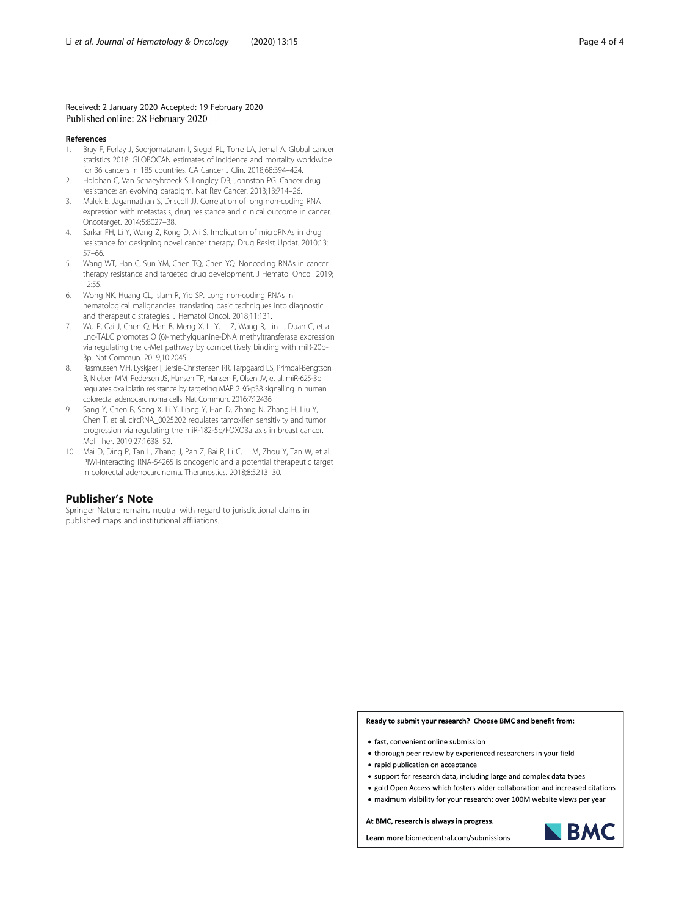Received: 2 January 2020 Accepted: 19 February 2020
Published online: 28 February 2020

#### References

1. Bray F, Ferlay J, Soerjomataram I, Siegel RL, Torre LA, Jemal A. Global cancer statistics 2018: GLOBOCAN estimates of incidence and mortality worldwide for 36 cancers in 185 countries. CA Cancer J Clin. 2018;68:394–424.
2. Holohan C, Van Schaeybroeck S, Longley DB, Johnston PG. Cancer drug resistance: an evolving paradigm. Nat Rev Cancer. 2013;13:714–26.
3. Malek E, Jagannathan S, Driscoll JJ. Correlation of long non-coding RNA expression with metastasis, drug resistance and clinical outcome in cancer. Oncotarget. 2014;5:8027–38.
4. Sarkar FH, Li Y, Wang Z, Kong D, Ali S. Implication of microRNAs in drug resistance for designing novel cancer therapy. Drug Resist Updat. 2010;13:57–66.
5. Wang WT, Han C, Sun YM, Chen TQ, Chen YQ. Noncoding RNAs in cancer therapy resistance and targeted drug development. J Hematol Oncol. 2019;12:55.
6. Wong NK, Huang CL, Islam R, Yip SP. Long non-coding RNAs in hematological malignancies: translating basic techniques into diagnostic and therapeutic strategies. J Hematol Oncol. 2018;11:131.
7. Wu P, Cai J, Chen Q, Han B, Meng X, Li Y, Li Z, Wang R, Lin L, Duan C, et al. Lnc-TALC promotes O (6)-methylguanine-DNA methyltransferase expression via regulating the c-Met pathway by competitively binding with miR-20b-3p. Nat Commun. 2019;10:2045.
8. Rasmussen MH, Lyskjaer I, Jersie-Christensen RR, Tarpgaard LS, Primdal-Bengtson B, Nielsen MM, Pedersen JS, Hansen TP, Hansen F, Olsen JV, et al. miR-625-3p regulates oxaliplatin resistance by targeting MAP 2 K6-p38 signalling in human colorectal adenocarcinoma cells. Nat Commun. 2016;7:12436.
9. Sang Y, Chen B, Song X, Li Y, Liang Y, Han D, Zhang N, Zhang H, Liu Y, Chen T, et al. circRNA_0025202 regulates tamoxifen sensitivity and tumor progression via regulating the miR-182-5p/FOXO3a axis in breast cancer. Mol Ther. 2019;27:1638–52.
10. Mai D, Ding P, Tan L, Zhang J, Pan Z, Bai R, Li C, Li M, Zhou Y, Tan W, et al. PIWI-interacting RNA-54265 is oncogenic and a potential therapeutic target in colorectal adenocarcinoma. Theranostics. 2018;8:5213–30.

## Publisher's Note

Springer Nature remains neutral with regard to jurisdictional claims in published maps and institutional affiliations.

**Ready to submit your research? Choose BMC and benefit from:**

- fast, convenient online submission
- thorough peer review by experienced researchers in your field
- rapid publication on acceptance
- support for research data, including large and complex data types
- gold Open Access which fosters wider collaboration and increased citations
- maximum visibility for your research: over 100M website views per year

**At BMC, research is always in progress.**

**Learn more** biomedcentral.com/submissions

BMC